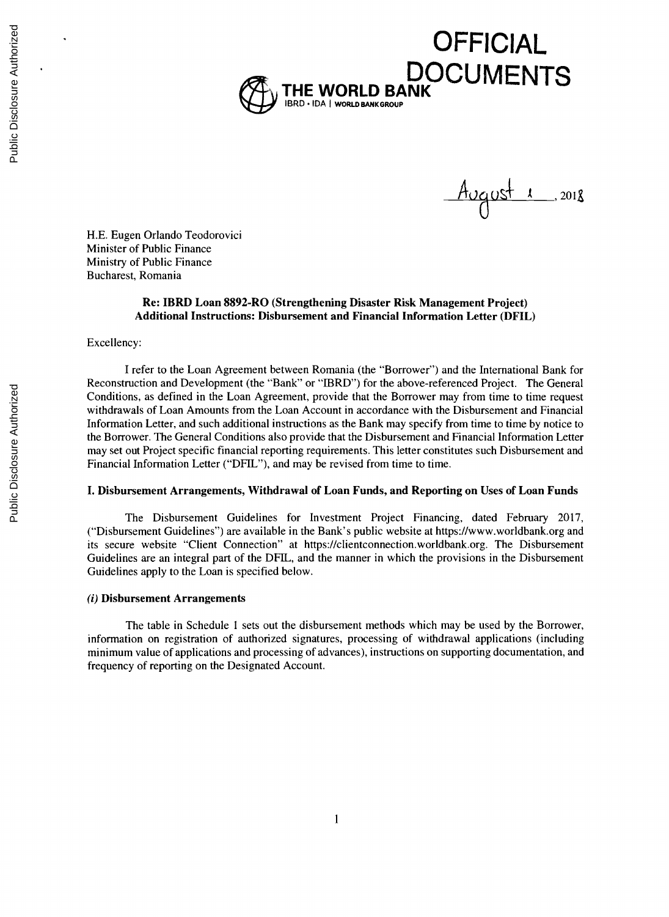# OFFICIAL DOCUMENTS

**THE WORLD BANK**
IBRD • IDA | WORLD BANK GROUP

August 1, 2018

H.E. Eugen Orlando Teodorovici
Minister of Public Finance
Ministry of Public Finance
Bucharest, Romania

**Re: IBRD Loan 8892-RO (Strengthening Disaster Risk Management Project)**
**Additional Instructions: Disbursement and Financial Information Letter (DFIL)**

Excellency:

I refer to the Loan Agreement between Romania (the "Borrower") and the International Bank for Reconstruction and Development (the "Bank" or "IBRD") for the above-referenced Project. The General Conditions, as defined in the Loan Agreement, provide that the Borrower may from time to time request withdrawals of Loan Amounts from the Loan Account in accordance with the Disbursement and Financial Information Letter, and such additional instructions as the Bank may specify from time to time by notice to the Borrower. The General Conditions also provide that the Disbursement and Financial Information Letter may set out Project specific financial reporting requirements. This letter constitutes such Disbursement and Financial Information Letter ("DFIL"), and may be revised from time to time.

## I. Disbursement Arrangements, Withdrawal of Loan Funds, and Reporting on Uses of Loan Funds

The Disbursement Guidelines for Investment Project Financing, dated February 2017, ("Disbursement Guidelines") are available in the Bank's public website at https://www.worldbank.org and its secure website "Client Connection" at https://clientconnection.worldbank.org. The Disbursement Guidelines are an integral part of the DFIL, and the manner in which the provisions in the Disbursement Guidelines apply to the Loan is specified below.

### *(i)* Disbursement Arrangements

The table in Schedule 1 sets out the disbursement methods which may be used by the Borrower, information on registration of authorized signatures, processing of withdrawal applications (including minimum value of applications and processing of advances), instructions on supporting documentation, and frequency of reporting on the Designated Account.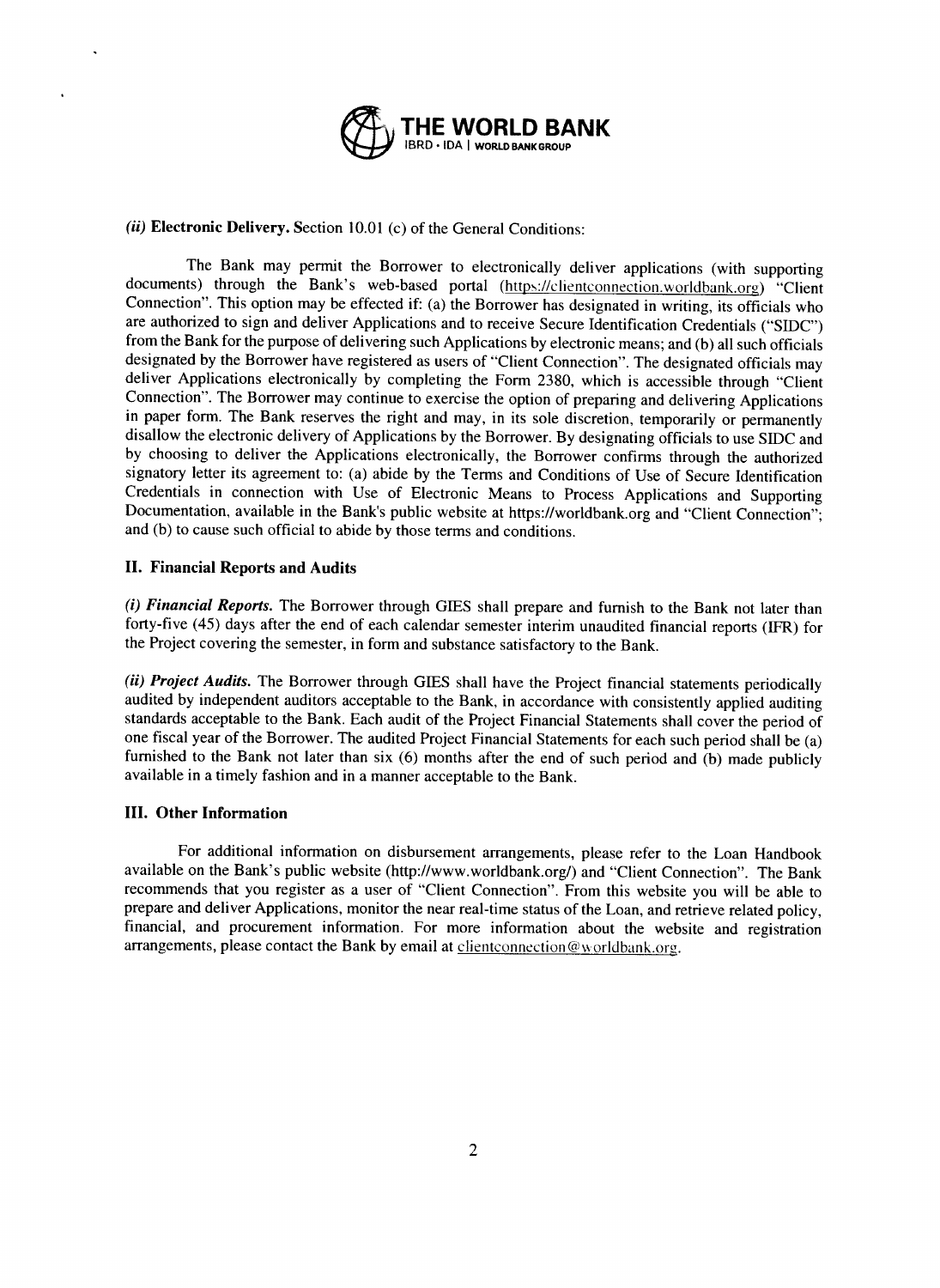*(ii)* **Electronic Delivery.** Section 10.01 (c) of the General Conditions:

The Bank may permit the Borrower to electronically deliver applications (with supporting documents) through the Bank's web-based portal (https://clientconnection.worldbank.org) "Client Connection". This option may be effected if: (a) the Borrower has designated in writing, its officials who are authorized to sign and deliver Applications and to receive Secure Identification Credentials ("SIDC") from the Bank for the purpose of delivering such Applications by electronic means; and (b) all such officials designated by the Borrower have registered as users of "Client Connection". The designated officials may deliver Applications electronically by completing the Form 2380, which is accessible through "Client Connection". The Borrower may continue to exercise the option of preparing and delivering Applications in paper form. The Bank reserves the right and may, in its sole discretion, temporarily or permanently disallow the electronic delivery of Applications by the Borrower. By designating officials to use SIDC and by choosing to deliver the Applications electronically, the Borrower confirms through the authorized signatory letter its agreement to: (a) abide by the Terms and Conditions of Use of Secure Identification Credentials in connection with Use of Electronic Means to Process Applications and Supporting Documentation, available in the Bank's public website at https://worldbank.org and "Client Connection"; and (b) to cause such official to abide by those terms and conditions.

## II. Financial Reports and Audits

***(i) Financial Reports.*** The Borrower through GIES shall prepare and furnish to the Bank not later than forty-five (45) days after the end of each calendar semester interim unaudited financial reports (IFR) for the Project covering the semester, in form and substance satisfactory to the Bank.

***(ii) Project Audits.*** The Borrower through GIES shall have the Project financial statements periodically audited by independent auditors acceptable to the Bank, in accordance with consistently applied auditing standards acceptable to the Bank. Each audit of the Project Financial Statements shall cover the period of one fiscal year of the Borrower. The audited Project Financial Statements for each such period shall be (a) furnished to the Bank not later than six (6) months after the end of such period and (b) made publicly available in a timely fashion and in a manner acceptable to the Bank.

## III. Other Information

For additional information on disbursement arrangements, please refer to the Loan Handbook available on the Bank's public website (http://www.worldbank.org/) and "Client Connection". The Bank recommends that you register as a user of "Client Connection". From this website you will be able to prepare and deliver Applications, monitor the near real-time status of the Loan, and retrieve related policy, financial, and procurement information. For more information about the website and registration arrangements, please contact the Bank by email at clientconnection@worldbank.org.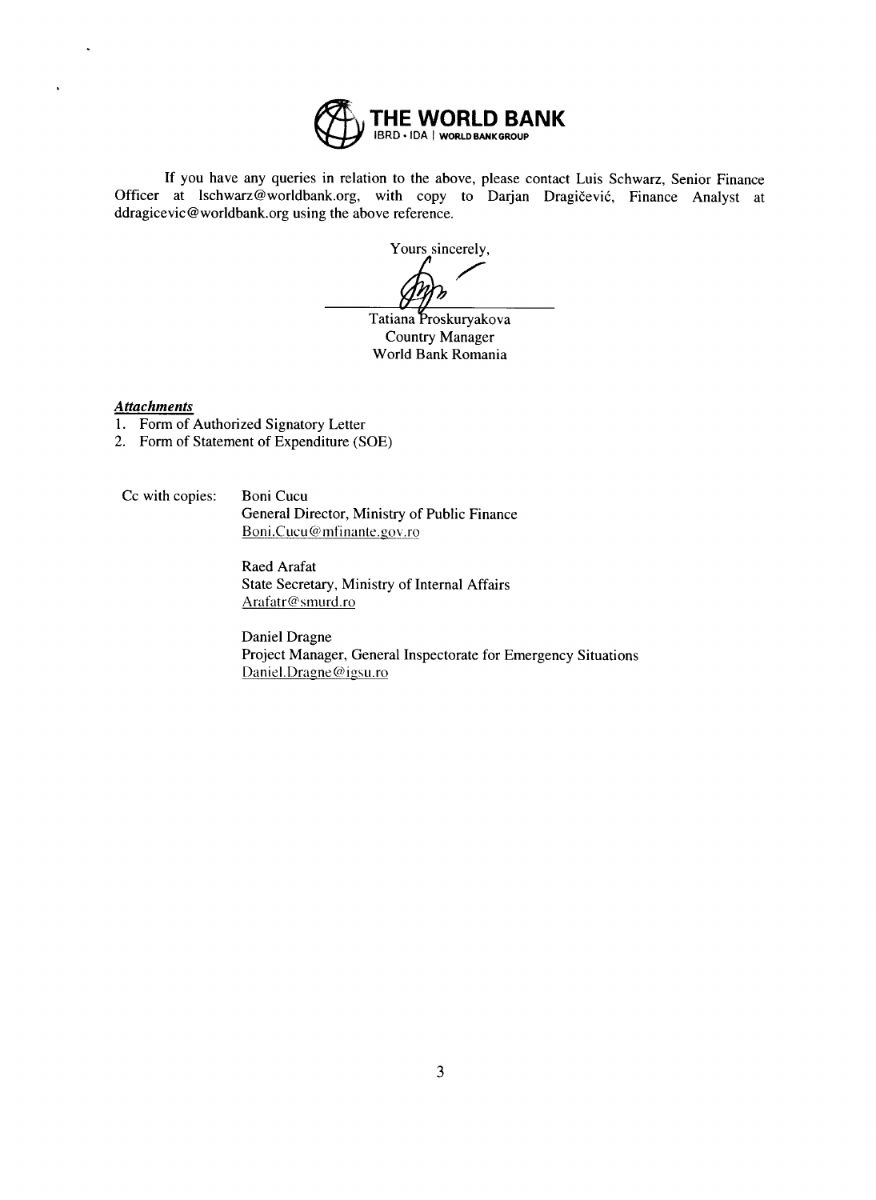**THE WORLD BANK**
IBRD • IDA | WORLD BANK GROUP

If you have any queries in relation to the above, please contact Luis Schwarz, Senior Finance Officer at lschwarz@worldbank.org, with copy to Darjan Dragičević, Finance Analyst at ddragicevic@worldbank.org using the above reference.

Yours sincerely,

Tatiana Proskuryakova
Country Manager
World Bank Romania

***Attachments***

1. Form of Authorized Signatory Letter
2. Form of Statement of Expenditure (SOE)

Cc with copies:

Boni Cucu
General Director, Ministry of Public Finance
Boni.Cucu@mfinante.gov.ro

Raed Arafat
State Secretary, Ministry of Internal Affairs
Arafatr@smurd.ro

Daniel Dragne
Project Manager, General Inspectorate for Emergency Situations
Daniel.Dragne@igsu.ro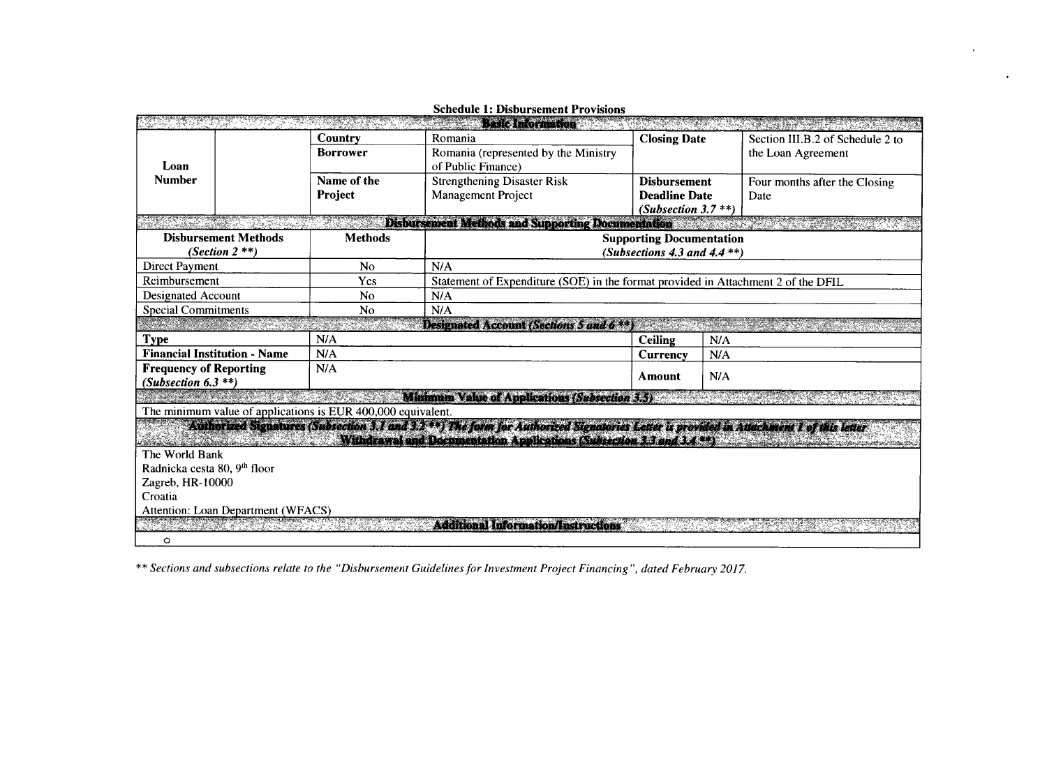**Schedule 1: Disbursement Provisions**

| **Basic Information** | | | | | | |
|---|---|---|---|---|---|---|
| **Loan Number** | | **Country** | Romania | **Closing Date** | | Section III.B.2 of Schedule 2 to the Loan Agreement |
| | | **Borrower** | Romania (represented by the Ministry of Public Finance) | | | |
| | | **Name of the Project** | Strengthening Disaster Risk Management Project | **Disbursement Deadline Date** *(Subsection 3.7 **)* | | Four months after the Closing Date |
| **Disbursement Methods and Supporting Documentation** | | | | | | |
| **Disbursement Methods** *(Section 2 **)* | | **Methods** | **Supporting Documentation** *(Subsections 4.3 and 4.4 **)* | | | |
| Direct Payment | | No | N/A | | | |
| Reimbursement | | Yes | Statement of Expenditure (SOE) in the format provided in Attachment 2 of the DFIL | | | |
| Designated Account | | No | N/A | | | |
| Special Commitments | | No | N/A | | | |
| **Designated Account** *(Sections 5 and 6 **)* | | | | | | |
| **Type** | | N/A | | **Ceiling** | N/A | |
| **Financial Institution - Name** | | N/A | | **Currency** | N/A | |
| **Frequency of Reporting** *(Subsection 6.3 **)* | | N/A | | **Amount** | N/A | |
| **Minimum Value of Applications** *(Subsection 3.5)* | | | | | | |
| The minimum value of applications is EUR 400,000 equivalent. | | | | | | |
| **Authorized Signatures** *(Subsection 3.1 and 3.2 **)* **The form for Authorized Signatories Letter is provided in Attachment 1 of this letter Withdrawal and Documentation Applications** *(Subsection 3.3 and 3.4 **)* | | | | | | |
| The World Bank<br>Radnicka cesta 80, 9th floor<br>Zagreb, HR-10000<br>Croatia<br>Attention: Loan Department (WFACS) | | | | | | |
| **Additional Information/Instructions** | | | | | | |
| o | | | | | | |

*** Sections and subsections relate to the "Disbursement Guidelines for Investment Project Financing", dated February 2017.*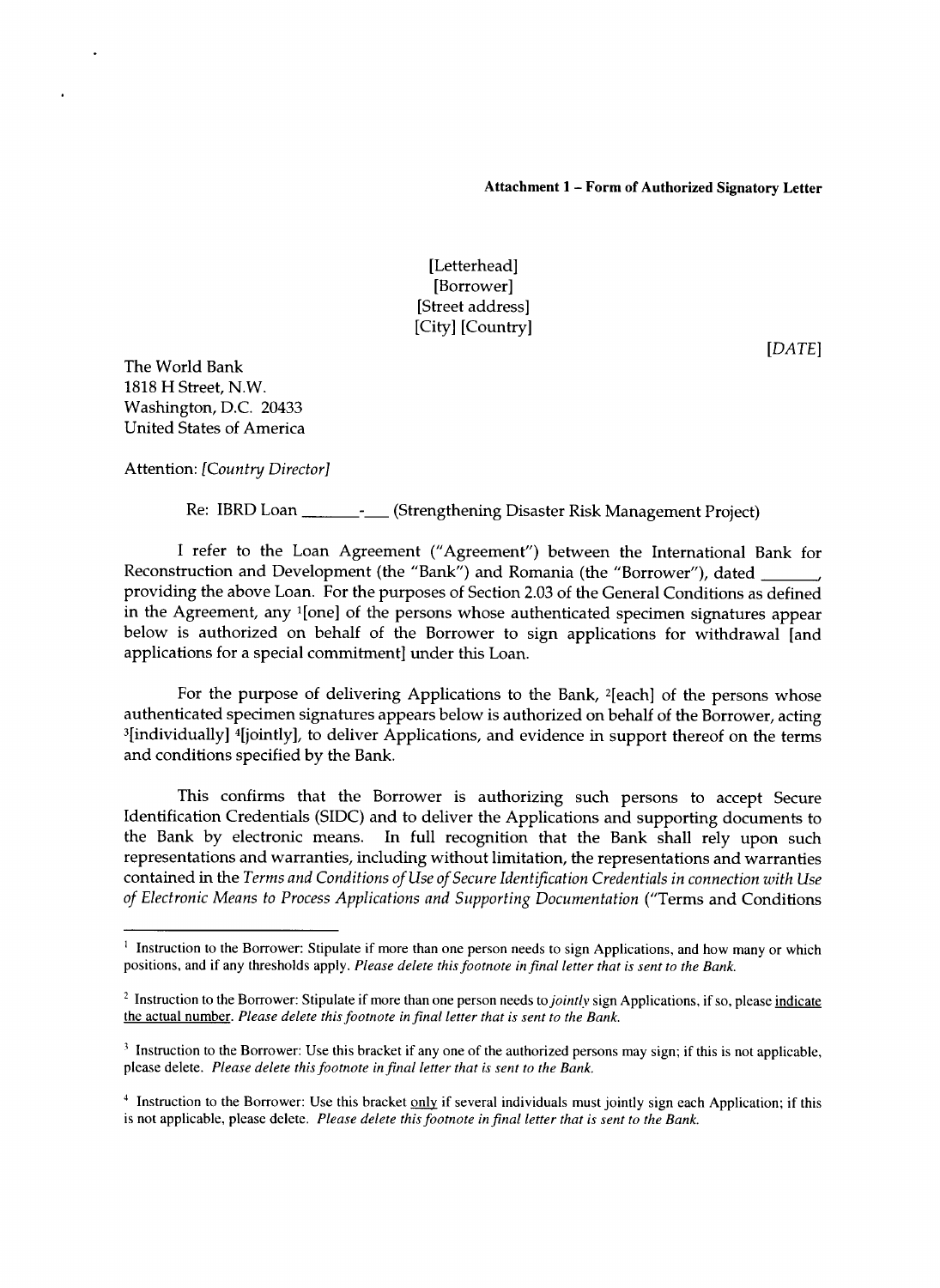**Attachment 1 – Form of Authorized Signatory Letter**

[Letterhead]
[Borrower]
[Street address]
[City] [Country]

*[DATE]*

The World Bank
1818 H Street, N.W.
Washington, D.C. 20433
United States of America

Attention: *[Country Director]*

Re: IBRD Loan \_\_\_\_\_\_\_-\_\_\_ (Strengthening Disaster Risk Management Project)

I refer to the Loan Agreement ("Agreement") between the International Bank for Reconstruction and Development (the "Bank") and Romania (the "Borrower"), dated \_\_\_\_\_\_\_, providing the above Loan. For the purposes of Section 2.03 of the General Conditions as defined in the Agreement, any [1][one] of the persons whose authenticated specimen signatures appear below is authorized on behalf of the Borrower to sign applications for withdrawal [and applications for a special commitment] under this Loan.

For the purpose of delivering Applications to the Bank, [2][each] of the persons whose authenticated specimen signatures appears below is authorized on behalf of the Borrower, acting [3][individually] [4][jointly], to deliver Applications, and evidence in support thereof on the terms and conditions specified by the Bank.

This confirms that the Borrower is authorizing such persons to accept Secure Identification Credentials (SIDC) and to deliver the Applications and supporting documents to the Bank by electronic means. In full recognition that the Bank shall rely upon such representations and warranties, including without limitation, the representations and warranties contained in the *Terms and Conditions of Use of Secure Identification Credentials in connection with Use of Electronic Means to Process Applications and Supporting Documentation* ("Terms and Conditions

---

[1] Instruction to the Borrower: Stipulate if more than one person needs to sign Applications, and how many or which positions, and if any thresholds apply. *Please delete this footnote in final letter that is sent to the Bank.*

[2] Instruction to the Borrower: Stipulate if more than one person needs to *jointly* sign Applications, if so, please <u>indicate the actual number</u>. *Please delete this footnote in final letter that is sent to the Bank.*

[3] Instruction to the Borrower: Use this bracket if any one of the authorized persons may sign; if this is not applicable, please delete. *Please delete this footnote in final letter that is sent to the Bank.*

[4] Instruction to the Borrower: Use this bracket <u>only</u> if several individuals must jointly sign each Application; if this is not applicable, please delete. *Please delete this footnote in final letter that is sent to the Bank.*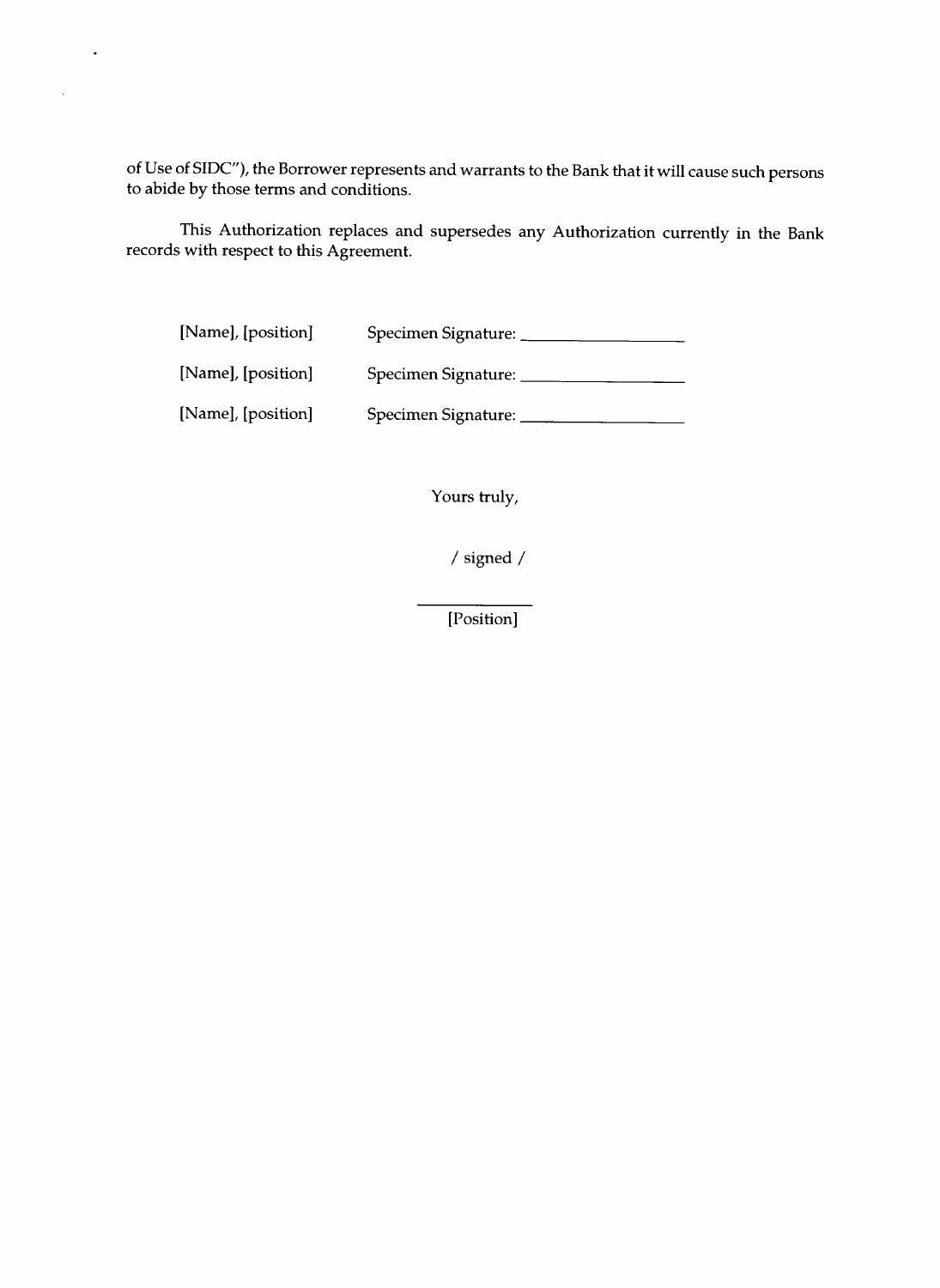of Use of SIDC"), the Borrower represents and warrants to the Bank that it will cause such persons to abide by those terms and conditions.

This Authorization replaces and supersedes any Authorization currently in the Bank records with respect to this Agreement.

[Name], [position] Specimen Signature: ___________________

[Name], [position] Specimen Signature: ___________________

[Name], [position] Specimen Signature: ___________________

Yours truly,

/ signed /

_____________
[Position]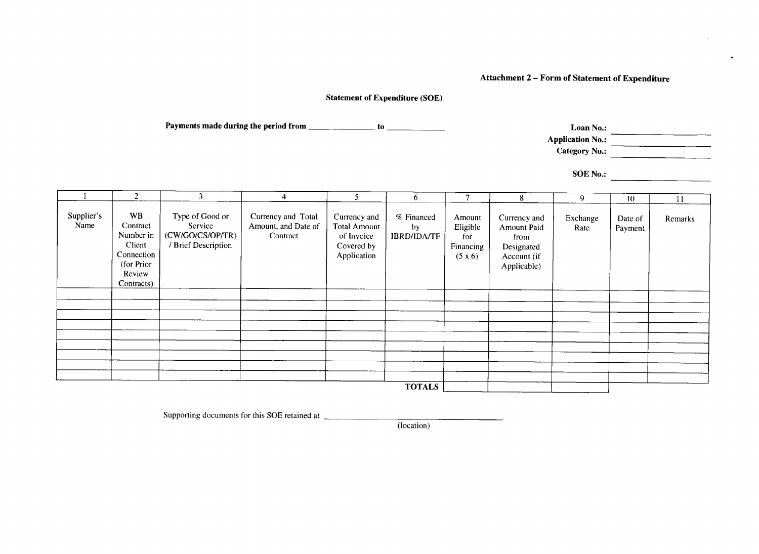**Attachment 2 – Form of Statement of Expenditure**

**Statement of Expenditure (SOE)**

**Payments made during the period from** _______________ **to** _______________

**Loan No.:** _______________
**Application No.:** _______________
**Category No.:** _______________

**SOE No.:** _______________

| 1 | 2 | 3 | 4 | 5 | 6 | 7 | 8 | 9 | 10 | 11 |
|---|---|---|---|---|---|---|---|---|---|---|
| Supplier's Name | WB Contract Number in Client Connection (for Prior Review Contracts) | Type of Good or Service (CW/GO/CS/OP/TR) / Brief Description | Currency and Total Amount, and Date of Contract | Currency and Total Amount of Invoice Covered by Application | % Financed by IBRD/IDA/TF | Amount Eligible for Financing (5 x 6) | Currency and Amount Paid from Designated Account (if Applicable) | Exchange Rate | Date of Payment | Remarks |
| | | | | | | | | | | |
| | | | | | | | | | | |
| | | | | | | | | | | |
| | | | | | | | | | | |
| | | | | | | | | | | |
| | | | | | | | | | | |
| | | | | | | | | | | |
| | | | | | | | | | | |
| | | | | | | | | | | |
| | | | | | **TOTALS** | | | | | |

Supporting documents for this SOE retained at _______________________________
(location)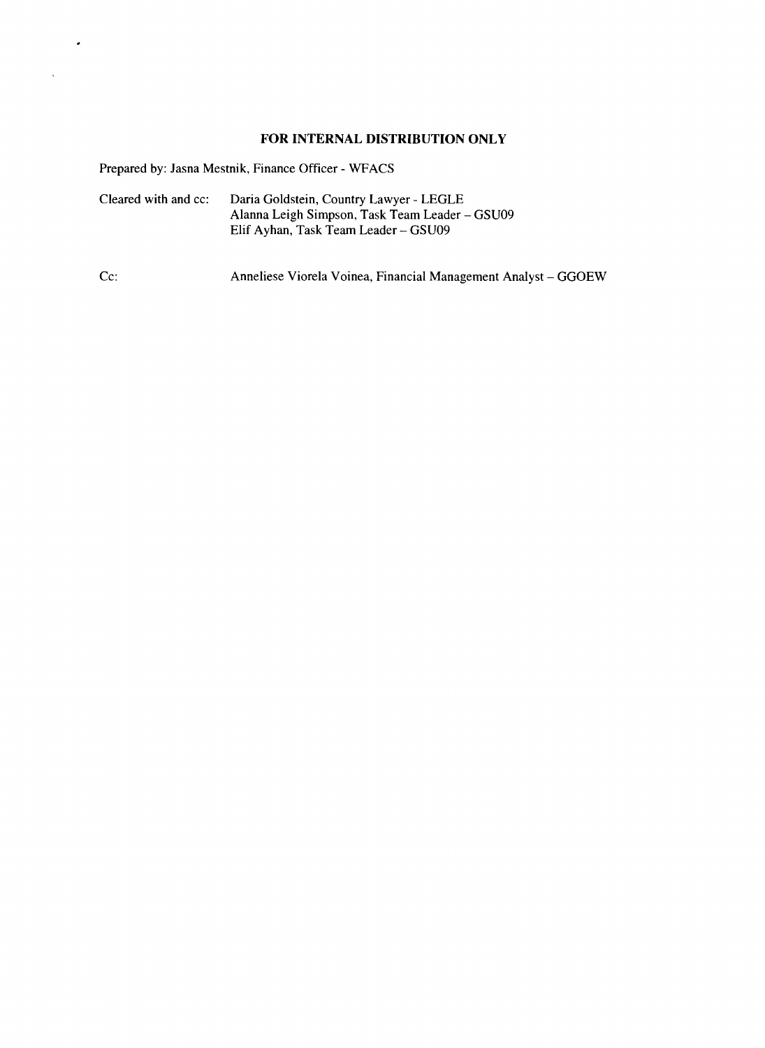**FOR INTERNAL DISTRIBUTION ONLY**

Prepared by: Jasna Mestnik, Finance Officer - WFACS

Cleared with and cc: Daria Goldstein, Country Lawyer - LEGLE
Alanna Leigh Simpson, Task Team Leader – GSU09
Elif Ayhan, Task Team Leader – GSU09

Cc: Anneliese Viorela Voinea, Financial Management Analyst – GGOEW